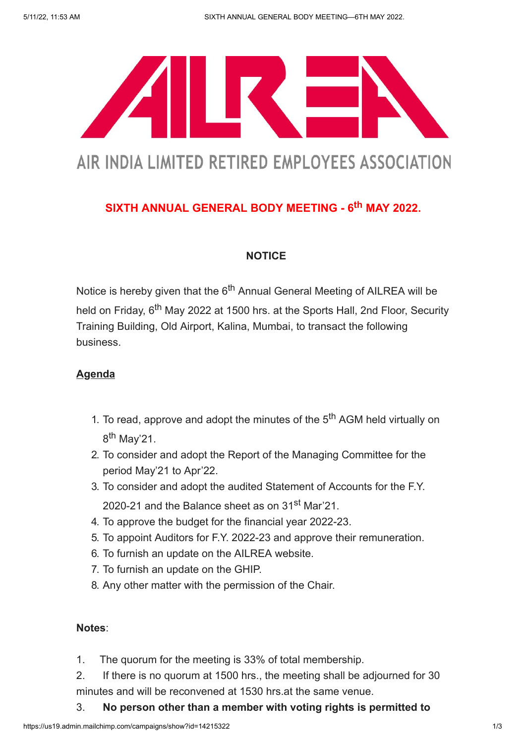# AIR INDIA LIMITED RETIRED EMPLOYEES ASSOCIATION

## SIXTH ANNUAL GENERAL BODY MEETING - 6th MAY 2022.

### NOTICE

Notice is hereby given that the 6th Annual General Meeting of AILREA will be held on Friday, 6th May 2022 at 1500 hrs. at the Sports Hall, 2nd Floor, Security Training Building, Old Airport, Kalina, Mumbai, to transact the following business.

**Agenda**

1. To read, approve and adopt the minutes of the 5th AGM held virtually on 8th May'21.
2. To consider and adopt the Report of the Managing Committee for the period May'21 to Apr'22.
3. To consider and adopt the audited Statement of Accounts for the F.Y. 2020-21 and the Balance sheet as on 31st Mar'21.
4. To approve the budget for the financial year 2022-23.
5. To appoint Auditors for F.Y. 2022-23 and approve their remuneration.
6. To furnish an update on the AILREA website.
7. To furnish an update on the GHIP.
8. Any other matter with the permission of the Chair.

**Notes**:

1. The quorum for the meeting is 33% of total membership.
2. If there is no quorum at 1500 hrs., the meeting shall be adjourned for 30 minutes and will be reconvened at 1530 hrs.at the same venue.
3. **No person other than a member with voting rights is permitted to**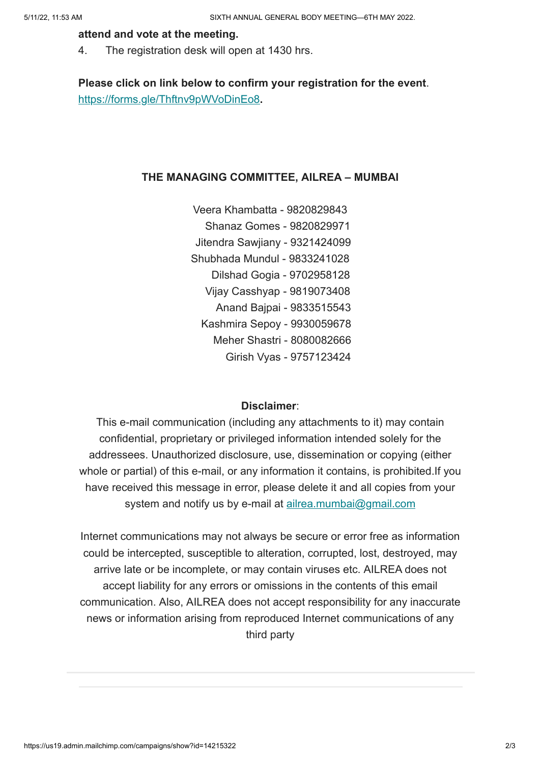**attend and vote at the meeting.**

4. The registration desk will open at 1430 hrs.

**Please click on link below to confirm your registration for the event**.
https://forms.gle/Thftnv9pWVoDinEo8**.**

**THE MANAGING COMMITTEE, AILREA – MUMBAI**

Veera Khambatta - 9820829843
Shanaz Gomes - 9820829971
Jitendra Sawjiany - 9321424099
Shubhada Mundul - 9833241028
Dilshad Gogia - 9702958128
Vijay Casshyap - 9819073408
Anand Bajpai - 9833515543
Kashmira Sepoy - 9930059678
Meher Shastri - 8080082666
Girish Vyas - 9757123424

**Disclaimer**:

This e-mail communication (including any attachments to it) may contain confidential, proprietary or privileged information intended solely for the addressees. Unauthorized disclosure, use, dissemination or copying (either whole or partial) of this e-mail, or any information it contains, is prohibited.If you have received this message in error, please delete it and all copies from your system and notify us by e-mail at ailrea.mumbai@gmail.com

Internet communications may not always be secure or error free as information could be intercepted, susceptible to alteration, corrupted, lost, destroyed, may arrive late or be incomplete, or may contain viruses etc. AILREA does not accept liability for any errors or omissions in the contents of this email communication. Also, AILREA does not accept responsibility for any inaccurate news or information arising from reproduced Internet communications of any third party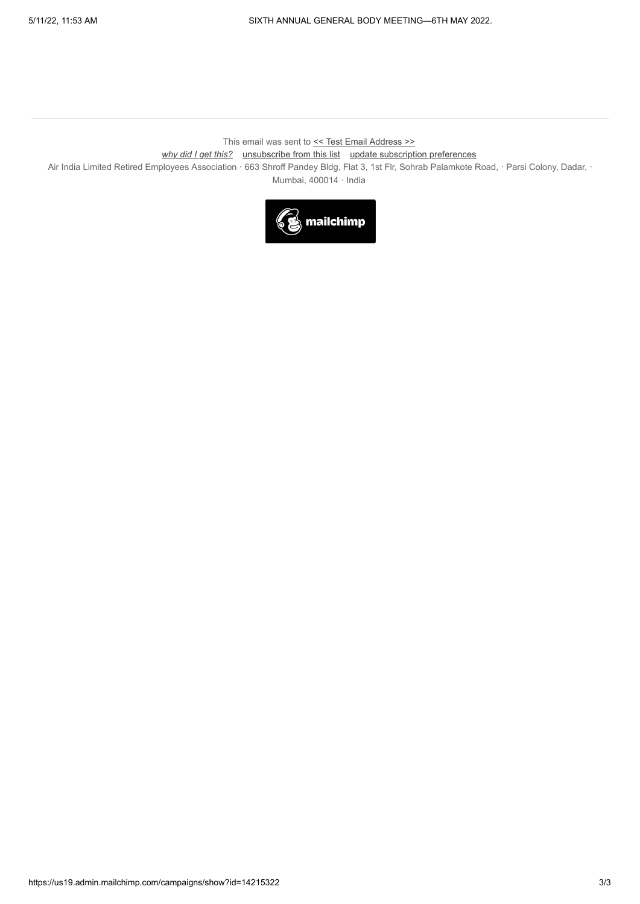This email was sent to << Test Email Address >>

*why did I get this?* unsubscribe from this list update subscription preferences

Air India Limited Retired Employees Association · 663 Shroff Pandey Bldg, Flat 3, 1st Flr, Sohrab Palamkote Road, · Parsi Colony, Dadar, · Mumbai, 400014 · India